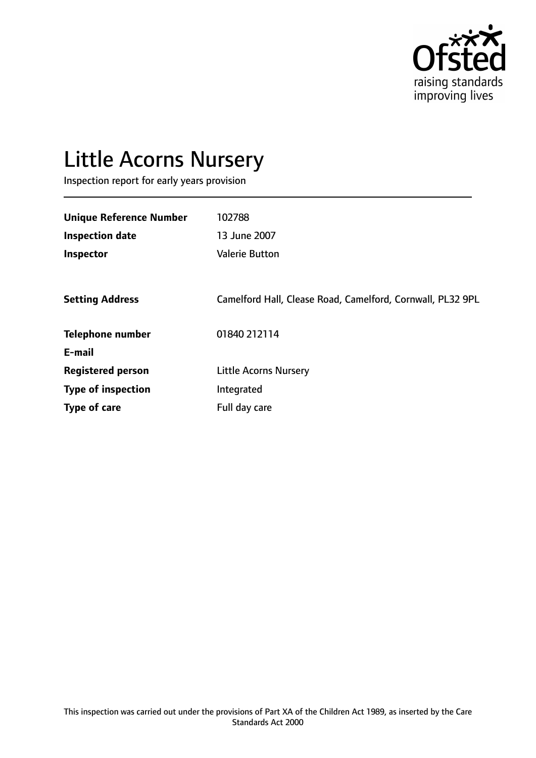Ofsted
raising standards
improving lives

# Little Acorns Nursery

Inspection report for early years provision

| | |
|---|---|
| **Unique Reference Number** | 102788 |
| **Inspection date** | 13 June 2007 |
| **Inspector** | Valerie Button |
| | |
| **Setting Address** | Camelford Hall, Clease Road, Camelford, Cornwall, PL32 9PL |
| | |
| **Telephone number** | 01840 212114 |
| **E-mail** | |
| **Registered person** | Little Acorns Nursery |
| **Type of inspection** | Integrated |
| **Type of care** | Full day care |

This inspection was carried out under the provisions of Part XA of the Children Act 1989, as inserted by the Care Standards Act 2000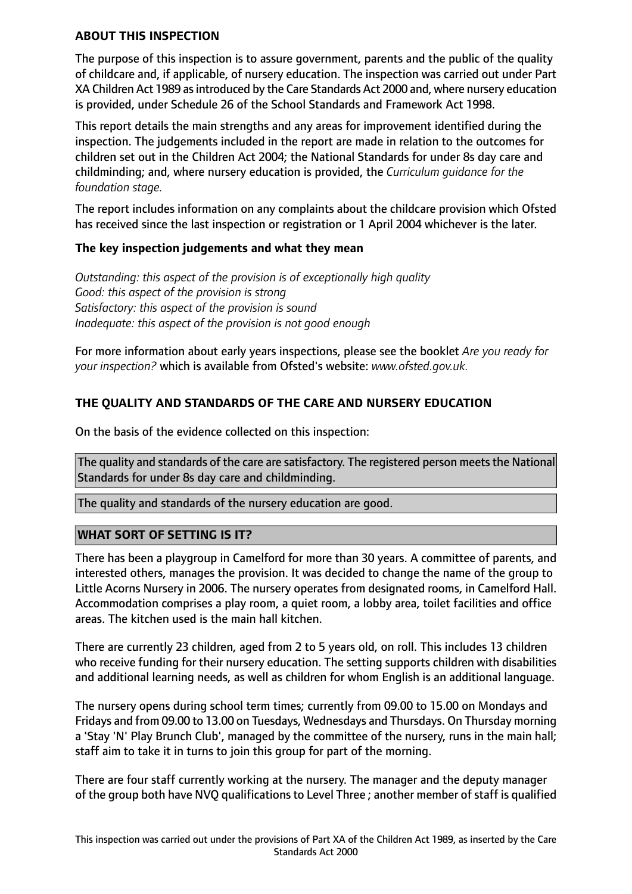## ABOUT THIS INSPECTION

The purpose of this inspection is to assure government, parents and the public of the quality of childcare and, if applicable, of nursery education. The inspection was carried out under Part XA Children Act 1989 as introduced by the Care Standards Act 2000 and, where nursery education is provided, under Schedule 26 of the School Standards and Framework Act 1998.

This report details the main strengths and any areas for improvement identified during the inspection. The judgements included in the report are made in relation to the outcomes for children set out in the Children Act 2004; the National Standards for under 8s day care and childminding; and, where nursery education is provided, the *Curriculum guidance for the foundation stage.*

The report includes information on any complaints about the childcare provision which Ofsted has received since the last inspection or registration or 1 April 2004 whichever is the later.

### The key inspection judgements and what they mean

*Outstanding: this aspect of the provision is of exceptionally high quality*
*Good: this aspect of the provision is strong*
*Satisfactory: this aspect of the provision is sound*
*Inadequate: this aspect of the provision is not good enough*

For more information about early years inspections, please see the booklet *Are you ready for your inspection?* which is available from Ofsted's website: *www.ofsted.gov.uk.*

## THE QUALITY AND STANDARDS OF THE CARE AND NURSERY EDUCATION

On the basis of the evidence collected on this inspection:

The quality and standards of the care are satisfactory. The registered person meets the National Standards for under 8s day care and childminding.

The quality and standards of the nursery education are good.

## WHAT SORT OF SETTING IS IT?

There has been a playgroup in Camelford for more than 30 years. A committee of parents, and interested others, manages the provision. It was decided to change the name of the group to Little Acorns Nursery in 2006. The nursery operates from designated rooms, in Camelford Hall. Accommodation comprises a play room, a quiet room, a lobby area, toilet facilities and office areas. The kitchen used is the main hall kitchen.

There are currently 23 children, aged from 2 to 5 years old, on roll. This includes 13 children who receive funding for their nursery education. The setting supports children with disabilities and additional learning needs, as well as children for whom English is an additional language.

The nursery opens during school term times; currently from 09.00 to 15.00 on Mondays and Fridays and from 09.00 to 13.00 on Tuesdays, Wednesdays and Thursdays. On Thursday morning a 'Stay 'N' Play Brunch Club', managed by the committee of the nursery, runs in the main hall; staff aim to take it in turns to join this group for part of the morning.

There are four staff currently working at the nursery. The manager and the deputy manager of the group both have NVQ qualifications to Level Three ; another member of staff is qualified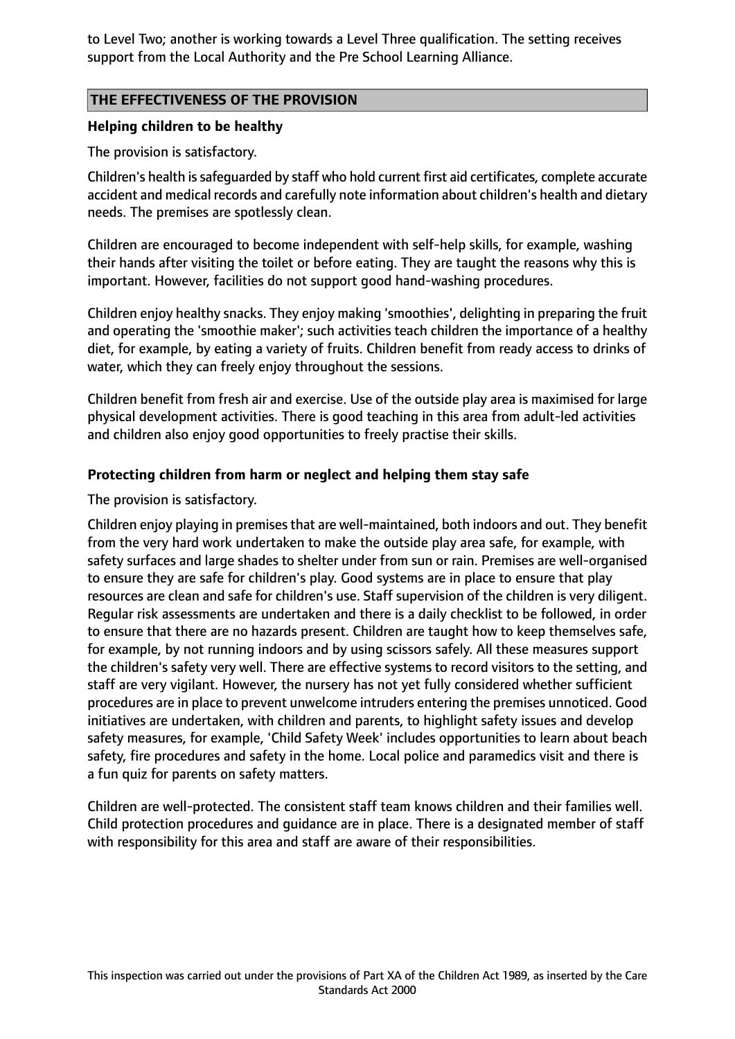to Level Two; another is working towards a Level Three qualification. The setting receives support from the Local Authority and the Pre School Learning Alliance.

## THE EFFECTIVENESS OF THE PROVISION

### Helping children to be healthy

The provision is satisfactory.

Children's health is safeguarded by staff who hold current first aid certificates, complete accurate accident and medical records and carefully note information about children's health and dietary needs. The premises are spotlessly clean.

Children are encouraged to become independent with self-help skills, for example, washing their hands after visiting the toilet or before eating. They are taught the reasons why this is important. However, facilities do not support good hand-washing procedures.

Children enjoy healthy snacks. They enjoy making 'smoothies', delighting in preparing the fruit and operating the 'smoothie maker'; such activities teach children the importance of a healthy diet, for example, by eating a variety of fruits. Children benefit from ready access to drinks of water, which they can freely enjoy throughout the sessions.

Children benefit from fresh air and exercise. Use of the outside play area is maximised for large physical development activities. There is good teaching in this area from adult-led activities and children also enjoy good opportunities to freely practise their skills.

### Protecting children from harm or neglect and helping them stay safe

The provision is satisfactory.

Children enjoy playing in premises that are well-maintained, both indoors and out. They benefit from the very hard work undertaken to make the outside play area safe, for example, with safety surfaces and large shades to shelter under from sun or rain. Premises are well-organised to ensure they are safe for children's play. Good systems are in place to ensure that play resources are clean and safe for children's use. Staff supervision of the children is very diligent. Regular risk assessments are undertaken and there is a daily checklist to be followed, in order to ensure that there are no hazards present. Children are taught how to keep themselves safe, for example, by not running indoors and by using scissors safely. All these measures support the children's safety very well. There are effective systems to record visitors to the setting, and staff are very vigilant. However, the nursery has not yet fully considered whether sufficient procedures are in place to prevent unwelcome intruders entering the premises unnoticed. Good initiatives are undertaken, with children and parents, to highlight safety issues and develop safety measures, for example, 'Child Safety Week' includes opportunities to learn about beach safety, fire procedures and safety in the home. Local police and paramedics visit and there is a fun quiz for parents on safety matters.

Children are well-protected. The consistent staff team knows children and their families well. Child protection procedures and guidance are in place. There is a designated member of staff with responsibility for this area and staff are aware of their responsibilities.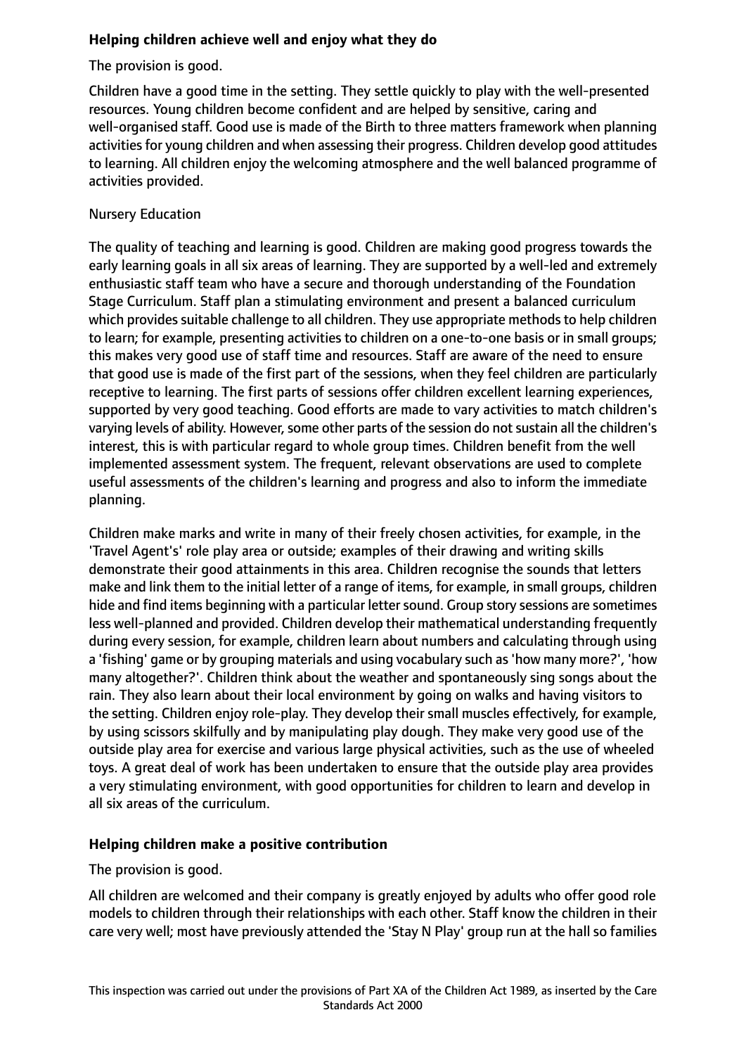**Helping children achieve well and enjoy what they do**

The provision is good.

Children have a good time in the setting. They settle quickly to play with the well-presented resources. Young children become confident and are helped by sensitive, caring and well-organised staff. Good use is made of the Birth to three matters framework when planning activities for young children and when assessing their progress. Children develop good attitudes to learning. All children enjoy the welcoming atmosphere and the well balanced programme of activities provided.

Nursery Education

The quality of teaching and learning is good. Children are making good progress towards the early learning goals in all six areas of learning. They are supported by a well-led and extremely enthusiastic staff team who have a secure and thorough understanding of the Foundation Stage Curriculum. Staff plan a stimulating environment and present a balanced curriculum which provides suitable challenge to all children. They use appropriate methods to help children to learn; for example, presenting activities to children on a one-to-one basis or in small groups; this makes very good use of staff time and resources. Staff are aware of the need to ensure that good use is made of the first part of the sessions, when they feel children are particularly receptive to learning. The first parts of sessions offer children excellent learning experiences, supported by very good teaching. Good efforts are made to vary activities to match children's varying levels of ability. However, some other parts of the session do not sustain all the children's interest, this is with particular regard to whole group times. Children benefit from the well implemented assessment system. The frequent, relevant observations are used to complete useful assessments of the children's learning and progress and also to inform the immediate planning.

Children make marks and write in many of their freely chosen activities, for example, in the 'Travel Agent's' role play area or outside; examples of their drawing and writing skills demonstrate their good attainments in this area. Children recognise the sounds that letters make and link them to the initial letter of a range of items, for example, in small groups, children hide and find items beginning with a particular letter sound. Group story sessions are sometimes less well-planned and provided. Children develop their mathematical understanding frequently during every session, for example, children learn about numbers and calculating through using a 'fishing' game or by grouping materials and using vocabulary such as 'how many more?', 'how many altogether?'. Children think about the weather and spontaneously sing songs about the rain. They also learn about their local environment by going on walks and having visitors to the setting. Children enjoy role-play. They develop their small muscles effectively, for example, by using scissors skilfully and by manipulating play dough. They make very good use of the outside play area for exercise and various large physical activities, such as the use of wheeled toys. A great deal of work has been undertaken to ensure that the outside play area provides a very stimulating environment, with good opportunities for children to learn and develop in all six areas of the curriculum.

**Helping children make a positive contribution**

The provision is good.

All children are welcomed and their company is greatly enjoyed by adults who offer good role models to children through their relationships with each other. Staff know the children in their care very well; most have previously attended the 'Stay N Play' group run at the hall so families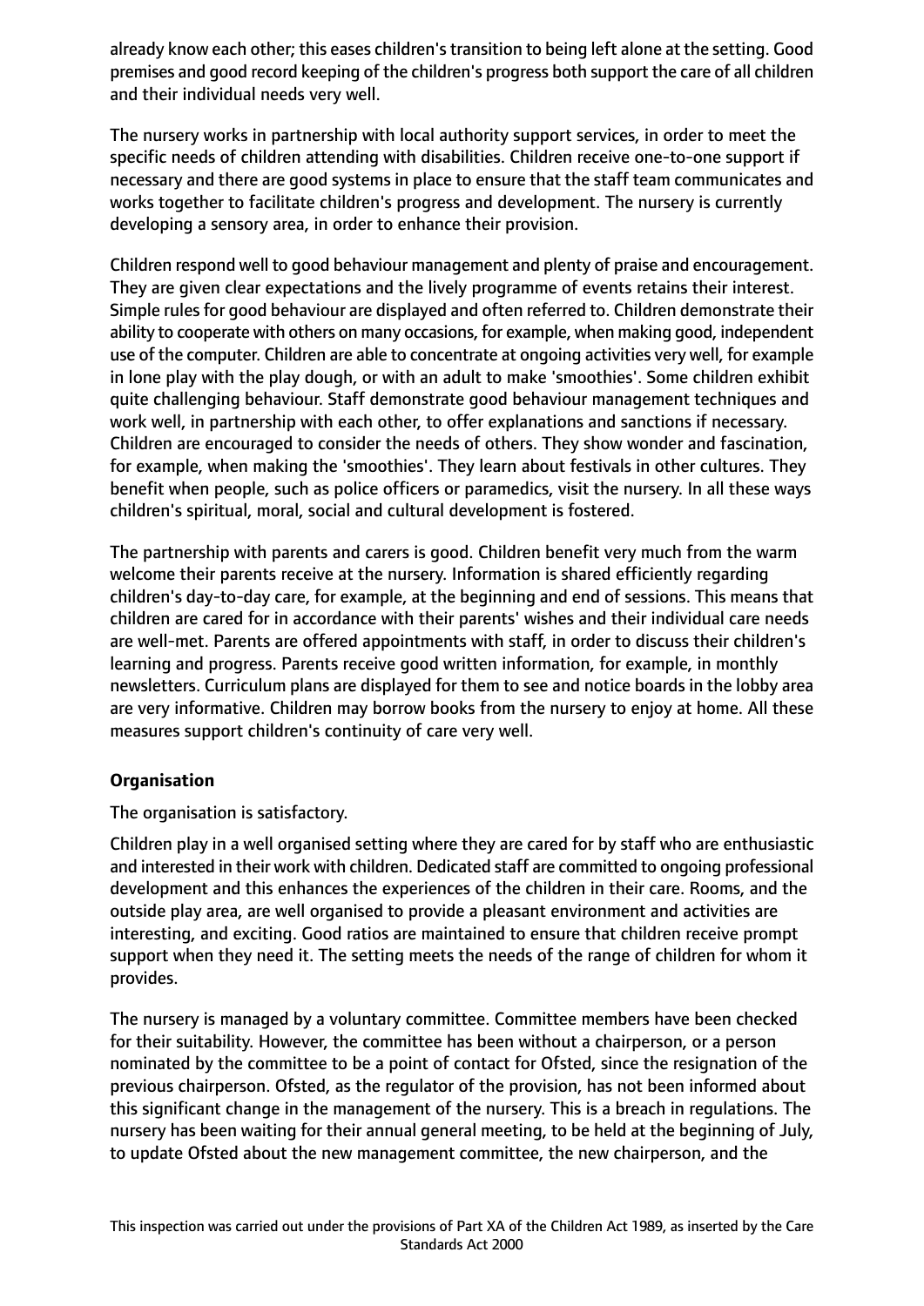already know each other; this eases children's transition to being left alone at the setting. Good premises and good record keeping of the children's progress both support the care of all children and their individual needs very well.

The nursery works in partnership with local authority support services, in order to meet the specific needs of children attending with disabilities. Children receive one-to-one support if necessary and there are good systems in place to ensure that the staff team communicates and works together to facilitate children's progress and development. The nursery is currently developing a sensory area, in order to enhance their provision.

Children respond well to good behaviour management and plenty of praise and encouragement. They are given clear expectations and the lively programme of events retains their interest. Simple rules for good behaviour are displayed and often referred to. Children demonstrate their ability to cooperate with others on many occasions, for example, when making good, independent use of the computer. Children are able to concentrate at ongoing activities very well, for example in lone play with the play dough, or with an adult to make 'smoothies'. Some children exhibit quite challenging behaviour. Staff demonstrate good behaviour management techniques and work well, in partnership with each other, to offer explanations and sanctions if necessary. Children are encouraged to consider the needs of others. They show wonder and fascination, for example, when making the 'smoothies'. They learn about festivals in other cultures. They benefit when people, such as police officers or paramedics, visit the nursery. In all these ways children's spiritual, moral, social and cultural development is fostered.

The partnership with parents and carers is good. Children benefit very much from the warm welcome their parents receive at the nursery. Information is shared efficiently regarding children's day-to-day care, for example, at the beginning and end of sessions. This means that children are cared for in accordance with their parents' wishes and their individual care needs are well-met. Parents are offered appointments with staff, in order to discuss their children's learning and progress. Parents receive good written information, for example, in monthly newsletters. Curriculum plans are displayed for them to see and notice boards in the lobby area are very informative. Children may borrow books from the nursery to enjoy at home. All these measures support children's continuity of care very well.

**Organisation**

The organisation is satisfactory.

Children play in a well organised setting where they are cared for by staff who are enthusiastic and interested in their work with children. Dedicated staff are committed to ongoing professional development and this enhances the experiences of the children in their care. Rooms, and the outside play area, are well organised to provide a pleasant environment and activities are interesting, and exciting. Good ratios are maintained to ensure that children receive prompt support when they need it. The setting meets the needs of the range of children for whom it provides.

The nursery is managed by a voluntary committee. Committee members have been checked for their suitability. However, the committee has been without a chairperson, or a person nominated by the committee to be a point of contact for Ofsted, since the resignation of the previous chairperson. Ofsted, as the regulator of the provision, has not been informed about this significant change in the management of the nursery. This is a breach in regulations. The nursery has been waiting for their annual general meeting, to be held at the beginning of July, to update Ofsted about the new management committee, the new chairperson, and the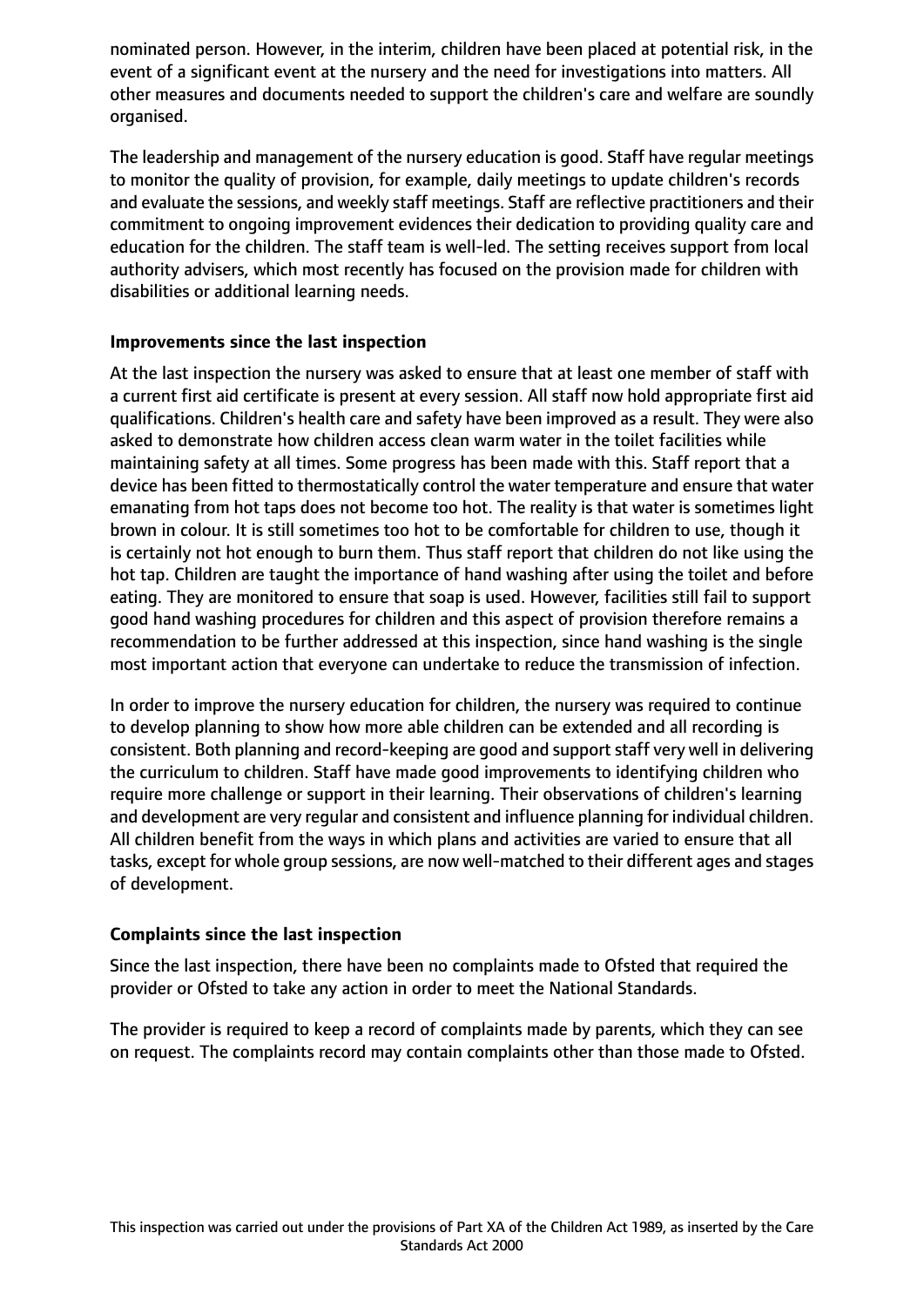nominated person. However, in the interim, children have been placed at potential risk, in the event of a significant event at the nursery and the need for investigations into matters. All other measures and documents needed to support the children's care and welfare are soundly organised.

The leadership and management of the nursery education is good. Staff have regular meetings to monitor the quality of provision, for example, daily meetings to update children's records and evaluate the sessions, and weekly staff meetings. Staff are reflective practitioners and their commitment to ongoing improvement evidences their dedication to providing quality care and education for the children. The staff team is well-led. The setting receives support from local authority advisers, which most recently has focused on the provision made for children with disabilities or additional learning needs.

### Improvements since the last inspection

At the last inspection the nursery was asked to ensure that at least one member of staff with a current first aid certificate is present at every session. All staff now hold appropriate first aid qualifications. Children's health care and safety have been improved as a result. They were also asked to demonstrate how children access clean warm water in the toilet facilities while maintaining safety at all times. Some progress has been made with this. Staff report that a device has been fitted to thermostatically control the water temperature and ensure that water emanating from hot taps does not become too hot. The reality is that water is sometimes light brown in colour. It is still sometimes too hot to be comfortable for children to use, though it is certainly not hot enough to burn them. Thus staff report that children do not like using the hot tap. Children are taught the importance of hand washing after using the toilet and before eating. They are monitored to ensure that soap is used. However, facilities still fail to support good hand washing procedures for children and this aspect of provision therefore remains a recommendation to be further addressed at this inspection, since hand washing is the single most important action that everyone can undertake to reduce the transmission of infection.

In order to improve the nursery education for children, the nursery was required to continue to develop planning to show how more able children can be extended and all recording is consistent. Both planning and record-keeping are good and support staff very well in delivering the curriculum to children. Staff have made good improvements to identifying children who require more challenge or support in their learning. Their observations of children's learning and development are very regular and consistent and influence planning for individual children. All children benefit from the ways in which plans and activities are varied to ensure that all tasks, except for whole group sessions, are now well-matched to their different ages and stages of development.

### Complaints since the last inspection

Since the last inspection, there have been no complaints made to Ofsted that required the provider or Ofsted to take any action in order to meet the National Standards.

The provider is required to keep a record of complaints made by parents, which they can see on request. The complaints record may contain complaints other than those made to Ofsted.

This inspection was carried out under the provisions of Part XA of the Children Act 1989, as inserted by the Care Standards Act 2000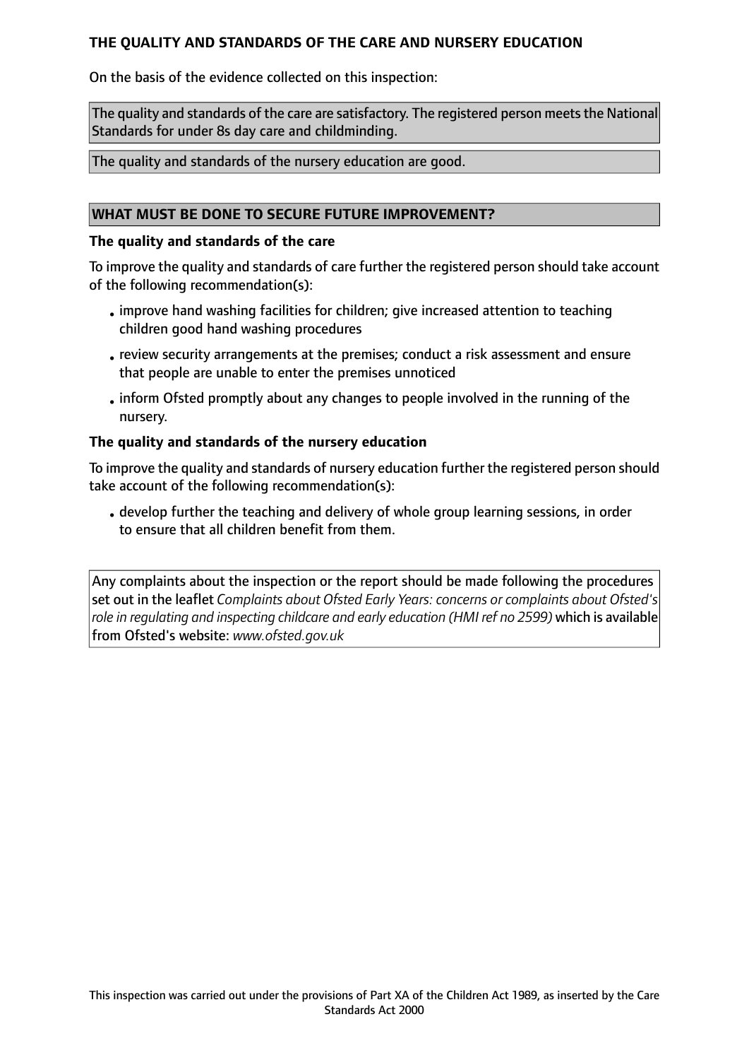## THE QUALITY AND STANDARDS OF THE CARE AND NURSERY EDUCATION

On the basis of the evidence collected on this inspection:

The quality and standards of the care are satisfactory. The registered person meets the National Standards for under 8s day care and childminding.

The quality and standards of the nursery education are good.

## WHAT MUST BE DONE TO SECURE FUTURE IMPROVEMENT?

### The quality and standards of the care

To improve the quality and standards of care further the registered person should take account of the following recommendation(s):

- improve hand washing facilities for children; give increased attention to teaching children good hand washing procedures
- review security arrangements at the premises; conduct a risk assessment and ensure that people are unable to enter the premises unnoticed
- inform Ofsted promptly about any changes to people involved in the running of the nursery.

### The quality and standards of the nursery education

To improve the quality and standards of nursery education further the registered person should take account of the following recommendation(s):

- develop further the teaching and delivery of whole group learning sessions, in order to ensure that all children benefit from them.

Any complaints about the inspection or the report should be made following the procedures set out in the leaflet *Complaints about Ofsted Early Years: concerns or complaints about Ofsted's role in regulating and inspecting childcare and early education (HMI ref no 2599)* which is available from Ofsted's website: *www.ofsted.gov.uk*

This inspection was carried out under the provisions of Part XA of the Children Act 1989, as inserted by the Care Standards Act 2000